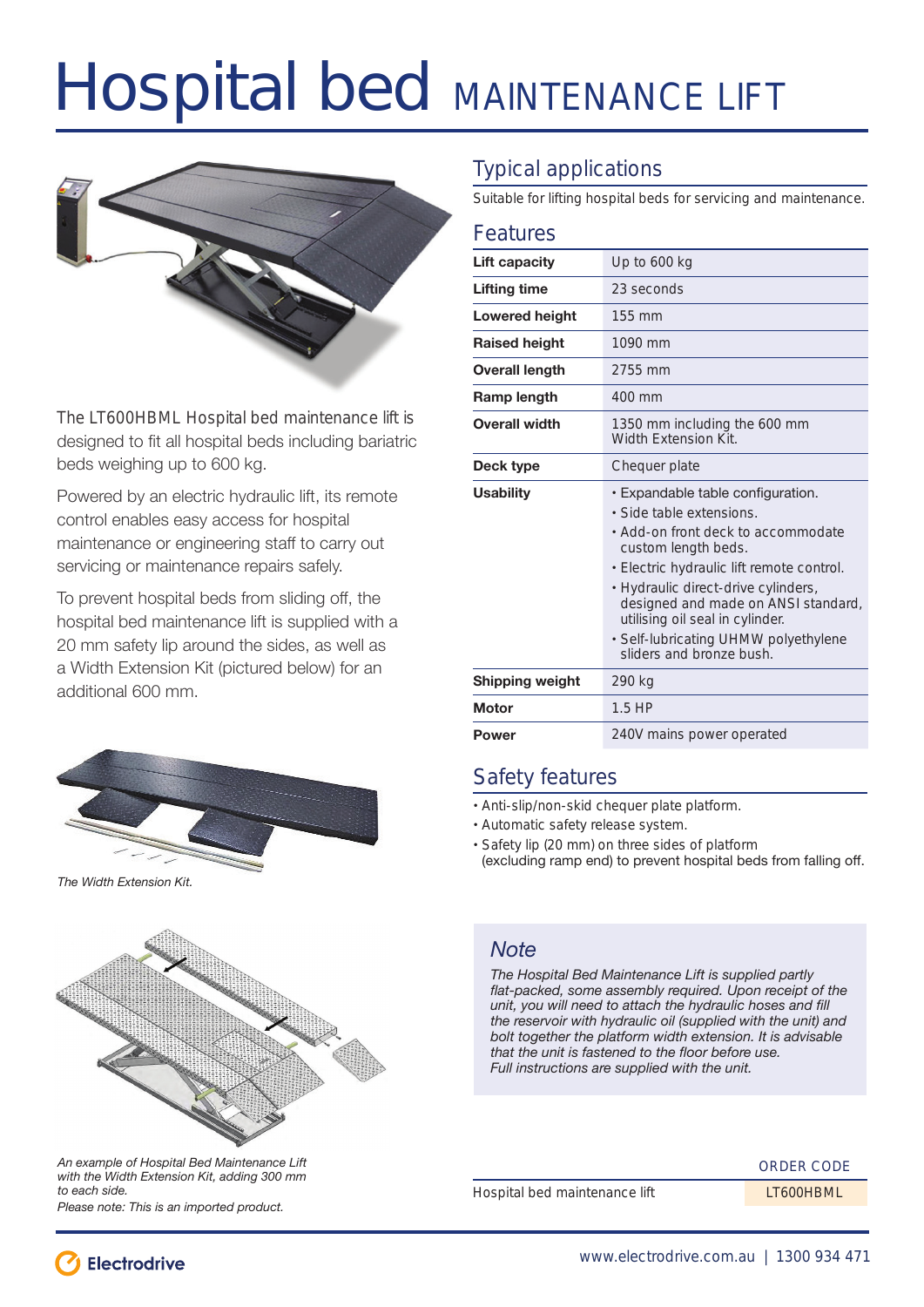# Hospital bed MAINTENANCE LIFT

The LT600HBML Hospital bed maintenance lift is designed to fit all hospital beds including bariatric beds weighing up to 600 kg.

Powered by an electric hydraulic lift, its remote control enables easy access for hospital maintenance or engineering staff to carry out servicing or maintenance repairs safely.

To prevent hospital beds from sliding off, the hospital bed maintenance lift is supplied with a 20 mm safety lip around the sides, as well as a Width Extension Kit (pictured below) for an additional 600 mm.

*The Width Extension Kit.*

*An example of Hospital Bed Maintenance Lift with the Width Extension Kit, adding 300 mm to each side.*
*Please note: This is an imported product.*

## Typical applications

Suitable for lifting hospital beds for servicing and maintenance.

## Features

| | |
|---|---|
| **Lift capacity** | Up to 600 kg |
| **Lifting time** | 23 seconds |
| **Lowered height** | 155 mm |
| **Raised height** | 1090 mm |
| **Overall length** | 2755 mm |
| **Ramp length** | 400 mm |
| **Overall width** | 1350 mm including the 600 mm Width Extension Kit. |
| **Deck type** | Chequer plate |
| **Usability** | • Expandable table configuration.<br>• Side table extensions.<br>• Add-on front deck to accommodate custom length beds.<br>• Electric hydraulic lift remote control.<br>• Hydraulic direct-drive cylinders, designed and made on ANSI standard, utilising oil seal in cylinder.<br>• Self-lubricating UHMW polyethylene sliders and bronze bush. |
| **Shipping weight** | 290 kg |
| **Motor** | 1.5 HP |
| **Power** | 240V mains power operated |

## Safety features

- Anti-slip/non-skid chequer plate platform.
- Automatic safety release system.
- Safety lip (20 mm) on three sides of platform (excluding ramp end) to prevent hospital beds from falling off.

### *Note*

*The Hospital Bed Maintenance Lift is supplied partly flat-packed, some assembly required. Upon receipt of the unit, you will need to attach the hydraulic hoses and fill the reservoir with hydraulic oil (supplied with the unit) and bolt together the platform width extension. It is advisable that the unit is fastened to the floor before use. Full instructions are supplied with the unit.*

| | ORDER CODE |
|---|---|
| Hospital bed maintenance lift | LT600HBML |

Electrodrive

www.electrodrive.com.au | 1300 934 471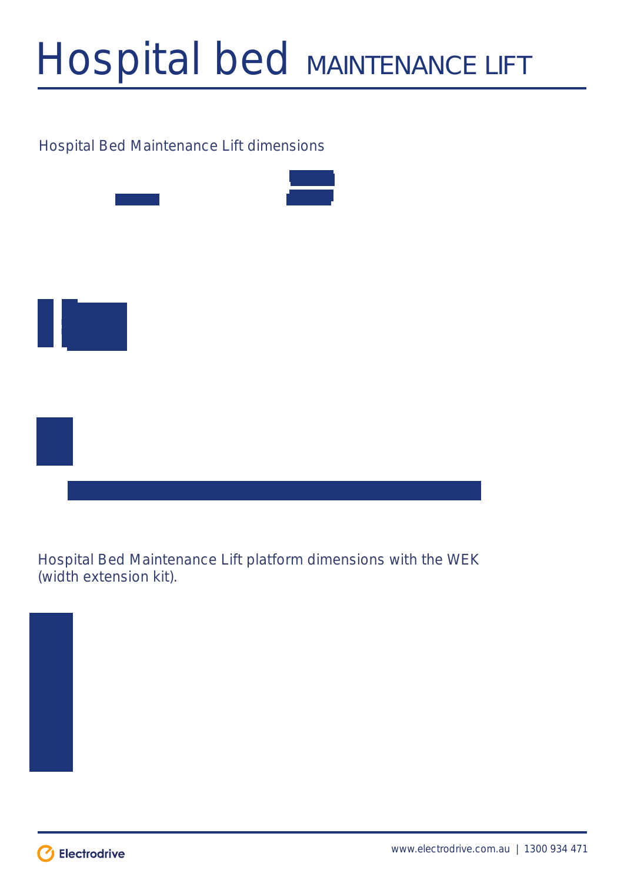# Hospital bed MAINTENANCE LIFT

Hospital Bed Maintenance Lift dimensions

Hospital Bed Maintenance Lift platform dimensions with the WEK (width extension kit).